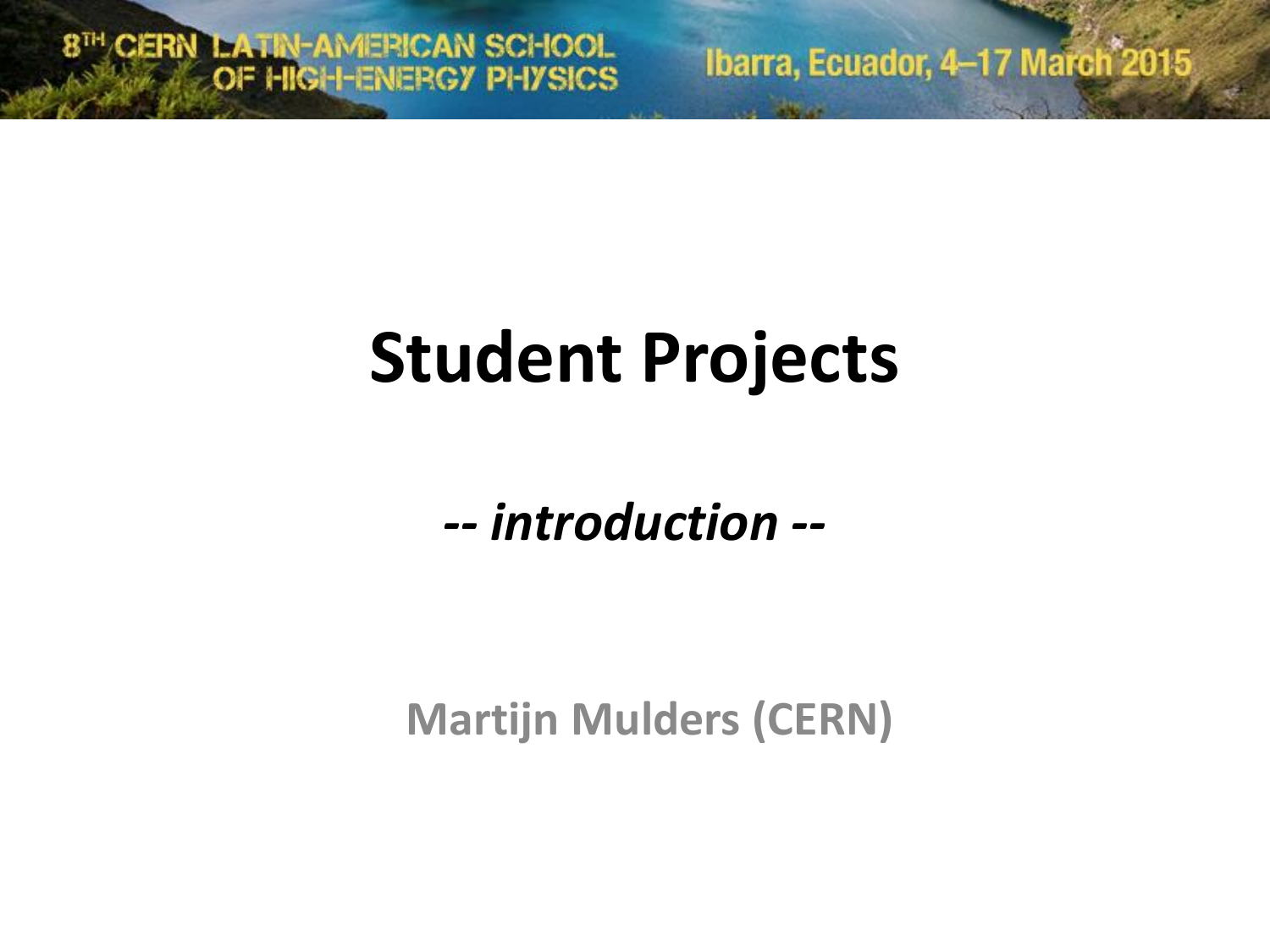8TH CERN LATIN-AMERICAN SCHOOL OF HIGH-ENERGY PHYSICS

Ibarra, Ecuador, 4–17 March 2015

# Student Projects

*-- introduction --*

**Martijn Mulders (CERN)**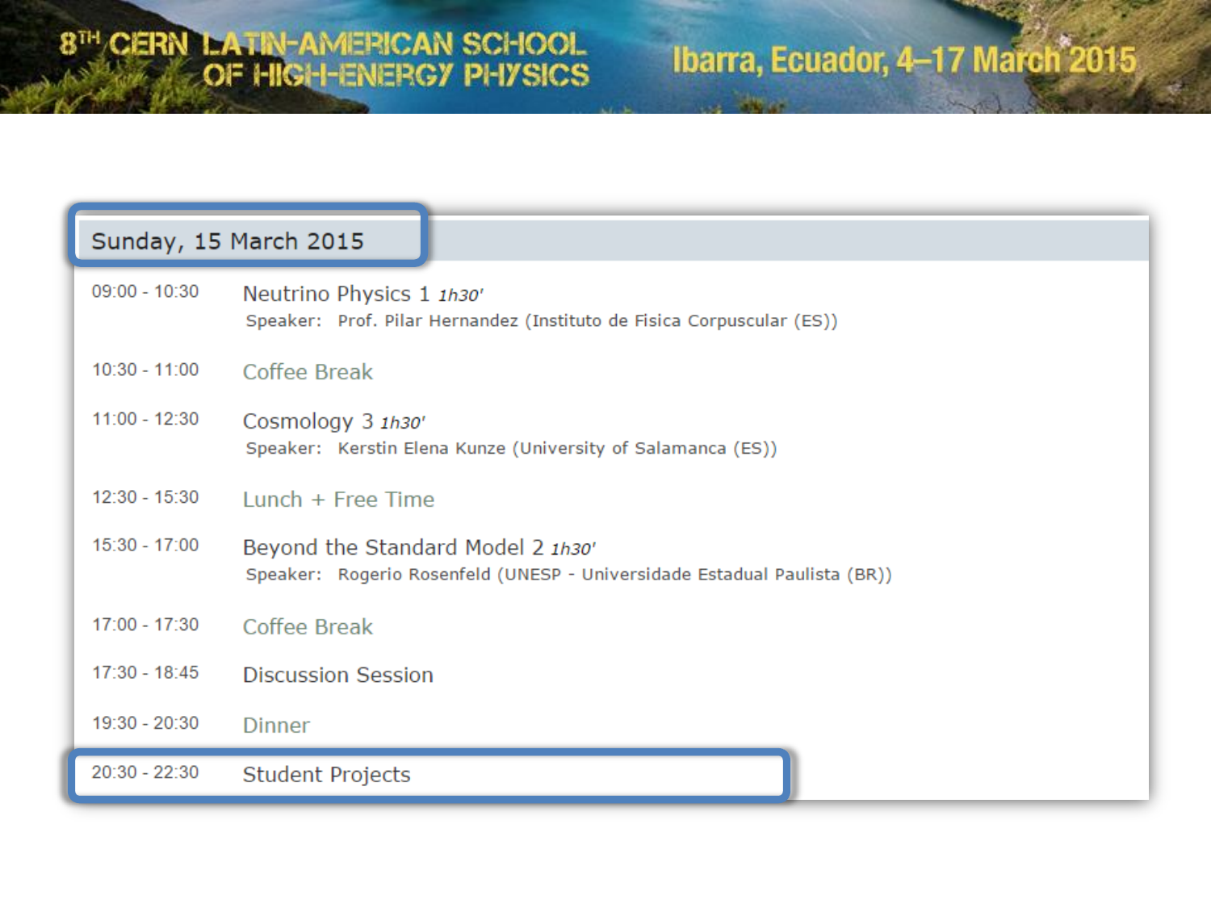# 8TH CERN LATIN-AMERICAN SCHOOL OF HIGH-ENERGY PHYSICS

Ibarra, Ecuador, 4–17 March 2015

## Sunday, 15 March 2015

| Time | Session |
|---|---|
| 09:00 - 10:30 | Neutrino Physics 1 *1h30'*<br>Speaker: Prof. Pilar Hernandez (Instituto de Fisica Corpuscular (ES)) |
| 10:30 - 11:00 | Coffee Break |
| 11:00 - 12:30 | Cosmology 3 *1h30'*<br>Speaker: Kerstin Elena Kunze (University of Salamanca (ES)) |
| 12:30 - 15:30 | Lunch + Free Time |
| 15:30 - 17:00 | Beyond the Standard Model 2 *1h30'*<br>Speaker: Rogerio Rosenfeld (UNESP - Universidade Estadual Paulista (BR)) |
| 17:00 - 17:30 | Coffee Break |
| 17:30 - 18:45 | Discussion Session |
| 19:30 - 20:30 | Dinner |
| 20:30 - 22:30 | Student Projects |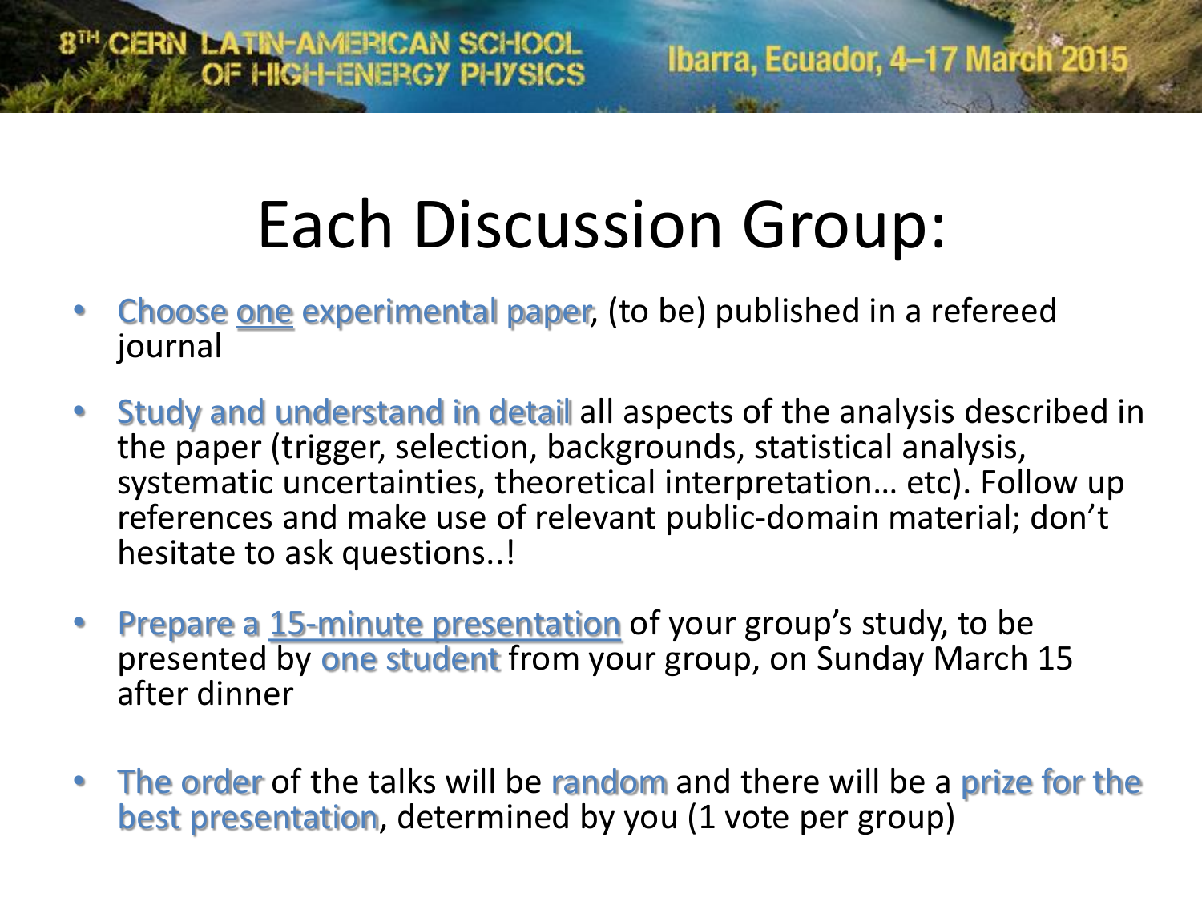# Each Discussion Group:

- **Choose one experimental paper**, (to be) published in a refereed journal
- **Study and understand in detail** all aspects of the analysis described in the paper (trigger, selection, backgrounds, statistical analysis, systematic uncertainties, theoretical interpretation… etc). Follow up references and make use of relevant public-domain material; don't hesitate to ask questions..!
- **Prepare a 15-minute presentation** of your group's study, to be presented by **one student** from your group, on Sunday March 15 after dinner
- **The order** of the talks will be **random** and there will be a **prize for the best presentation**, determined by you (1 vote per group)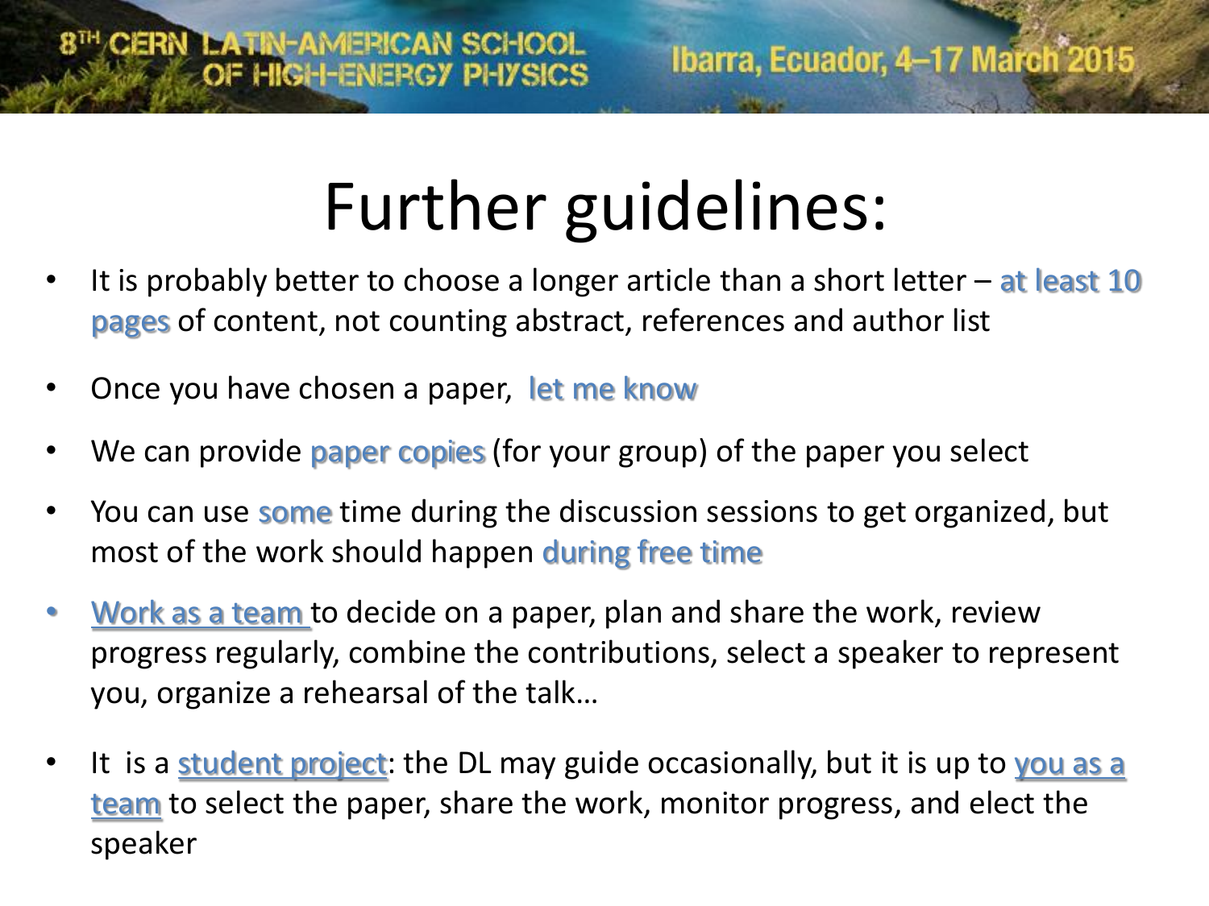# Further guidelines:

- It is probably better to choose a longer article than a short letter – at least 10 pages of content, not counting abstract, references and author list
- Once you have chosen a paper, let me know
- We can provide paper copies (for your group) of the paper you select
- You can use some time during the discussion sessions to get organized, but most of the work should happen during free time
- Work as a team to decide on a paper, plan and share the work, review progress regularly, combine the contributions, select a speaker to represent you, organize a rehearsal of the talk…
- It is a student project: the DL may guide occasionally, but it is up to you as a team to select the paper, share the work, monitor progress, and elect the speaker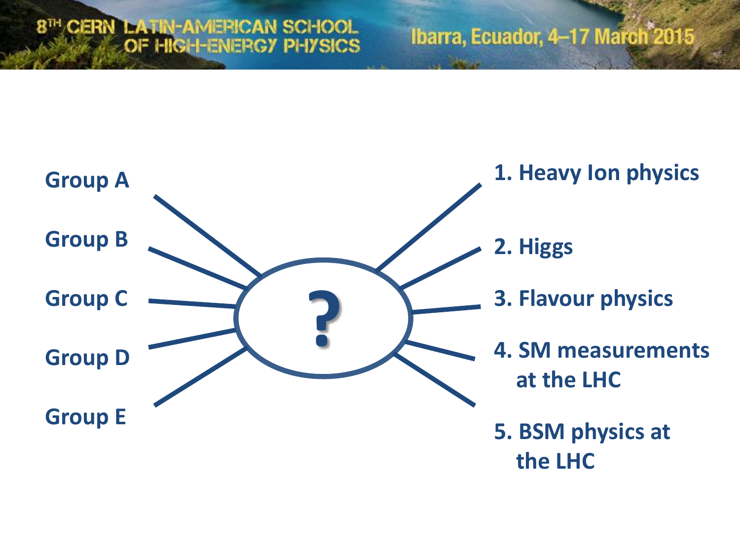Group A

Group B

Group C

Group D

Group E

?

1. Heavy Ion physics
2. Higgs
3. Flavour physics
4. SM measurements at the LHC
5. BSM physics at the LHC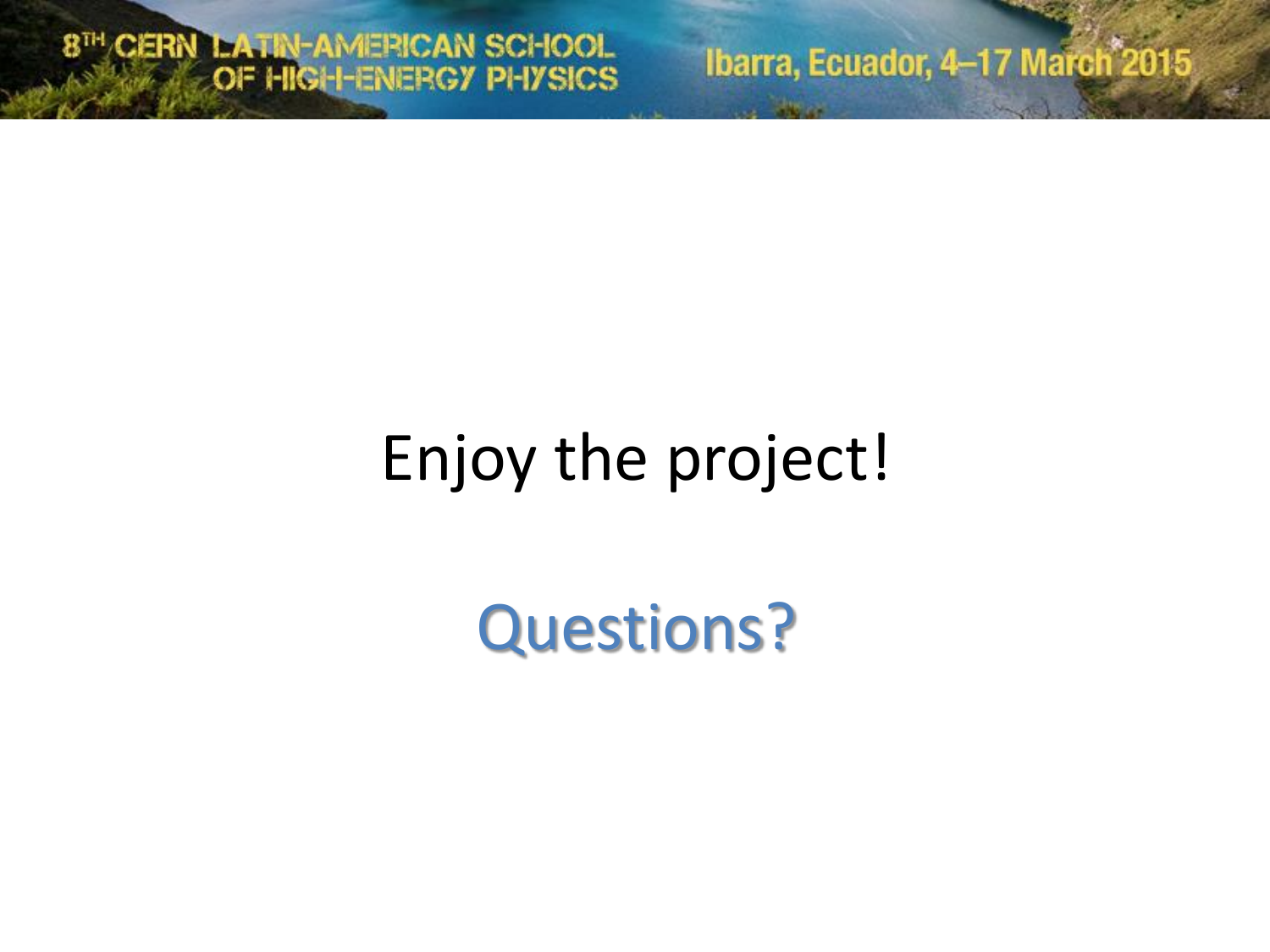Enjoy the project!

Questions?